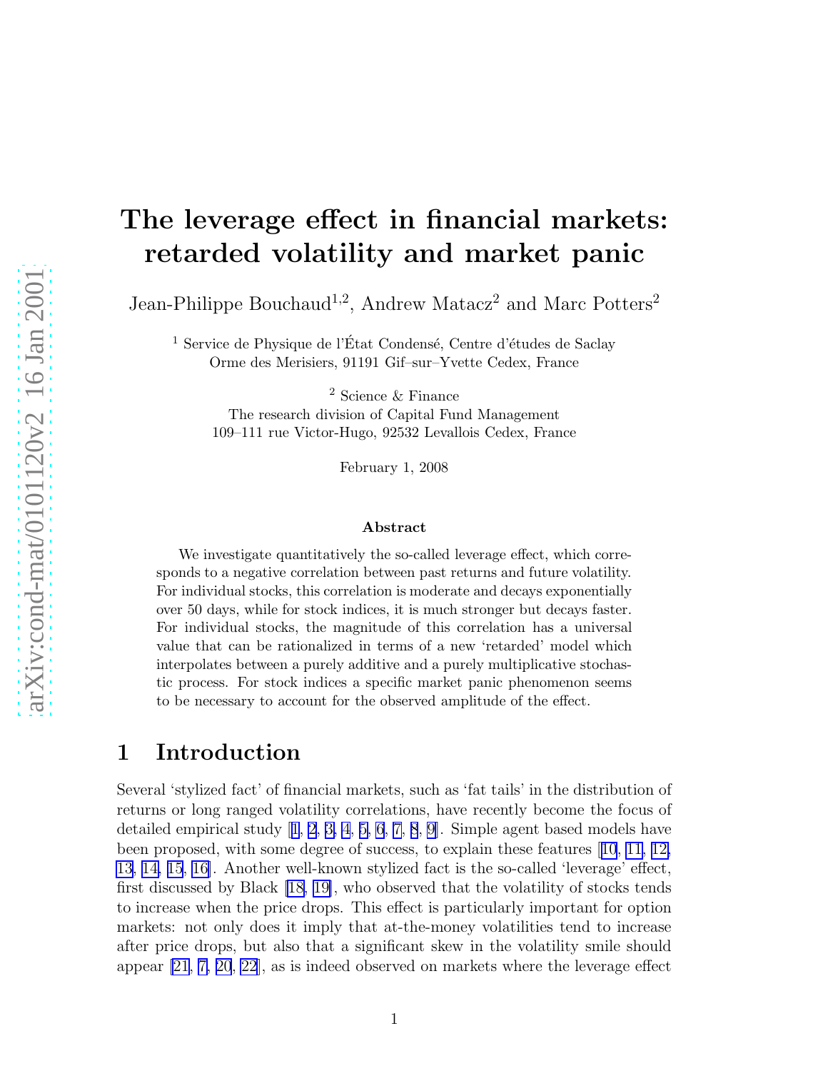# The leverage effect in financial markets: retarded volatility and market panic

Jean-Philippe Bouchaud[1,2], Andrew Matacz[2] and Marc Potters[2]

[1] Service de Physique de l'État Condensé, Centre d'études de Saclay
Orme des Merisiers, 91191 Gif–sur–Yvette Cedex, France

[2] Science & Finance
The research division of Capital Fund Management
109–111 rue Victor-Hugo, 92532 Levallois Cedex, France

February 1, 2008

### Abstract

We investigate quantitatively the so-called leverage effect, which corresponds to a negative correlation between past returns and future volatility. For individual stocks, this correlation is moderate and decays exponentially over 50 days, while for stock indices, it is much stronger but decays faster. For individual stocks, the magnitude of this correlation has a universal value that can be rationalized in terms of a new 'retarded' model which interpolates between a purely additive and a purely multiplicative stochastic process. For stock indices a specific market panic phenomenon seems to be necessary to account for the observed amplitude of the effect.

## 1 Introduction

Several 'stylized fact' of financial markets, such as 'fat tails' in the distribution of returns or long ranged volatility correlations, have recently become the focus of detailed empirical study [1, 2, 3, 4, 5, 6, 7, 8, 9]. Simple agent based models have been proposed, with some degree of success, to explain these features [10, 11, 12, 13, 14, 15, 16]. Another well-known stylized fact is the so-called 'leverage' effect, first discussed by Black [18, 19], who observed that the volatility of stocks tends to increase when the price drops. This effect is particularly important for option markets: not only does it imply that at-the-money volatilities tend to increase after price drops, but also that a significant skew in the volatility smile should appear [21, 7, 20, 22], as is indeed observed on markets where the leverage effect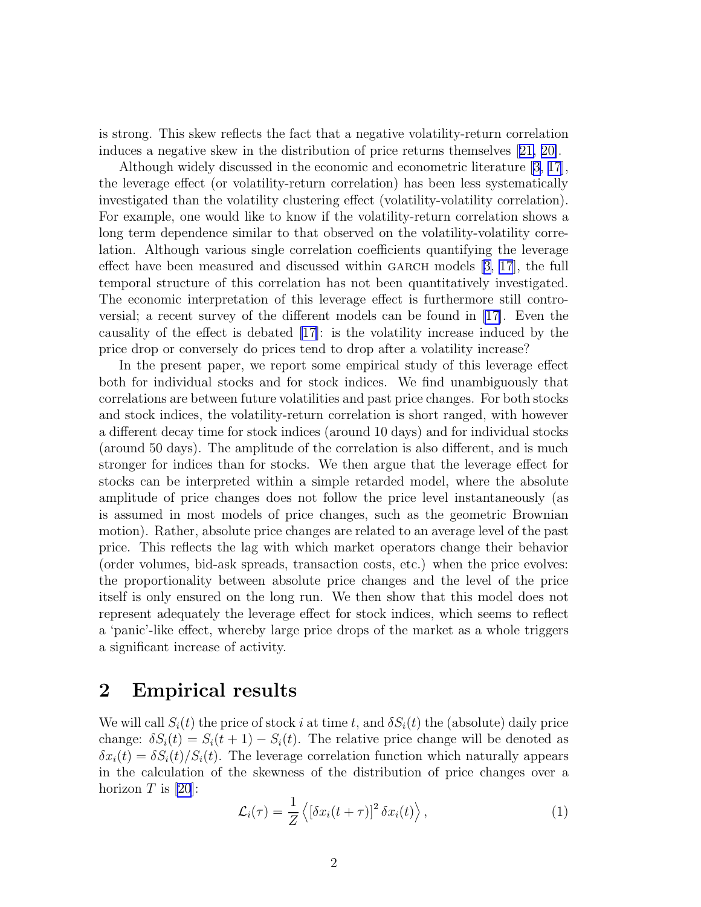is strong. This skew reflects the fact that a negative volatility-return correlation induces a negative skew in the distribution of price returns themselves [21, 20].

Although widely discussed in the economic and econometric literature [3, 17], the leverage effect (or volatility-return correlation) has been less systematically investigated than the volatility clustering effect (volatility-volatility correlation). For example, one would like to know if the volatility-return correlation shows a long term dependence similar to that observed on the volatility-volatility correlation. Although various single correlation coefficients quantifying the leverage effect have been measured and discussed within GARCH models [3, 17], the full temporal structure of this correlation has not been quantitatively investigated. The economic interpretation of this leverage effect is furthermore still controversial; a recent survey of the different models can be found in [17]. Even the causality of the effect is debated [17]: is the volatility increase induced by the price drop or conversely do prices tend to drop after a volatility increase?

In the present paper, we report some empirical study of this leverage effect both for individual stocks and for stock indices. We find unambiguously that correlations are between future volatilities and past price changes. For both stocks and stock indices, the volatility-return correlation is short ranged, with however a different decay time for stock indices (around 10 days) and for individual stocks (around 50 days). The amplitude of the correlation is also different, and is much stronger for indices than for stocks. We then argue that the leverage effect for stocks can be interpreted within a simple retarded model, where the absolute amplitude of price changes does not follow the price level instantaneously (as is assumed in most models of price changes, such as the geometric Brownian motion). Rather, absolute price changes are related to an average level of the past price. This reflects the lag with which market operators change their behavior (order volumes, bid-ask spreads, transaction costs, etc.) when the price evolves: the proportionality between absolute price changes and the level of the price itself is only ensured on the long run. We then show that this model does not represent adequately the leverage effect for stock indices, which seems to reflect a 'panic'-like effect, whereby large price drops of the market as a whole triggers a significant increase of activity.

## 2 Empirical results

We will call $S_i(t)$ the price of stock $i$ at time $t$, and $\delta S_i(t)$ the (absolute) daily price change: $\delta S_i(t) = S_i(t+1) - S_i(t)$. The relative price change will be denoted as $\delta x_i(t) = \delta S_i(t)/S_i(t)$. The leverage correlation function which naturally appears in the calculation of the skewness of the distribution of price changes over a horizon $T$ is [20]:

$$\mathcal{L}_i(\tau) = \frac{1}{Z} \left\langle \left[\delta x_i(t+\tau)\right]^2 \delta x_i(t) \right\rangle, \tag{1}$$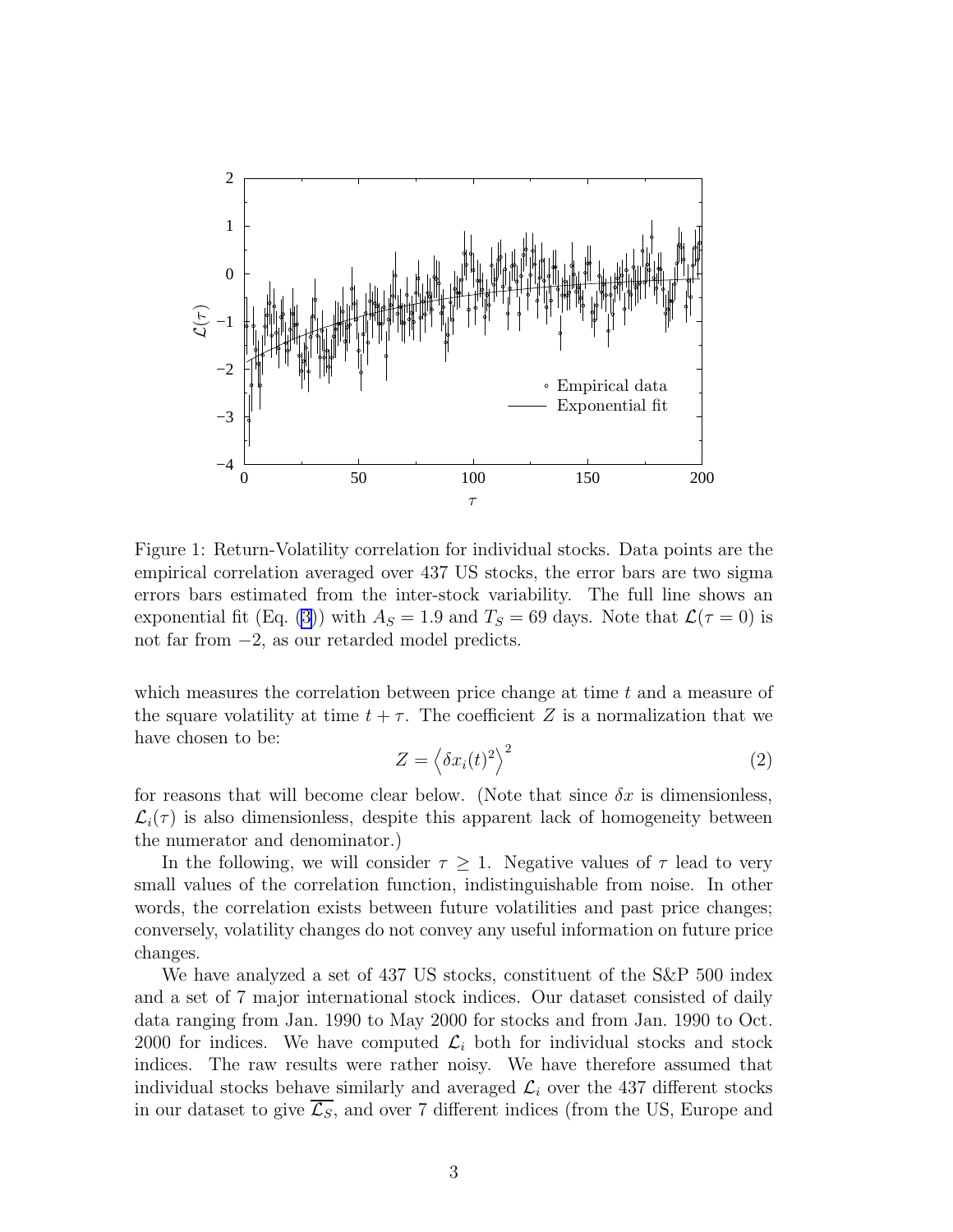Figure 1: Return-Volatility correlation for individual stocks. Data points are the empirical correlation averaged over 437 US stocks, the error bars are two sigma errors bars estimated from the inter-stock variability. The full line shows an exponential fit (Eq. (3)) with $A_S = 1.9$ and $T_S = 69$ days. Note that $\mathcal{L}(\tau = 0)$ is not far from $-2$, as our retarded model predicts.

which measures the correlation between price change at time $t$ and a measure of the square volatility at time $t + \tau$. The coefficient $Z$ is a normalization that we have chosen to be:

$$Z = \left\langle \delta x_i(t)^2 \right\rangle^2 \tag{2}$$

for reasons that will become clear below. (Note that since $\delta x$ is dimensionless, $\mathcal{L}_i(\tau)$ is also dimensionless, despite this apparent lack of homogeneity between the numerator and denominator.)

In the following, we will consider $\tau \geq 1$. Negative values of $\tau$ lead to very small values of the correlation function, indistinguishable from noise. In other words, the correlation exists between future volatilities and past price changes; conversely, volatility changes do not convey any useful information on future price changes.

We have analyzed a set of 437 US stocks, constituent of the S&P 500 index and a set of 7 major international stock indices. Our dataset consisted of daily data ranging from Jan. 1990 to May 2000 for stocks and from Jan. 1990 to Oct. 2000 for indices. We have computed $\mathcal{L}_i$ both for individual stocks and stock indices. The raw results were rather noisy. We have therefore assumed that individual stocks behave similarly and averaged $\mathcal{L}_i$ over the 437 different stocks in our dataset to give $\overline{\mathcal{L}_S}$, and over 7 different indices (from the US, Europe and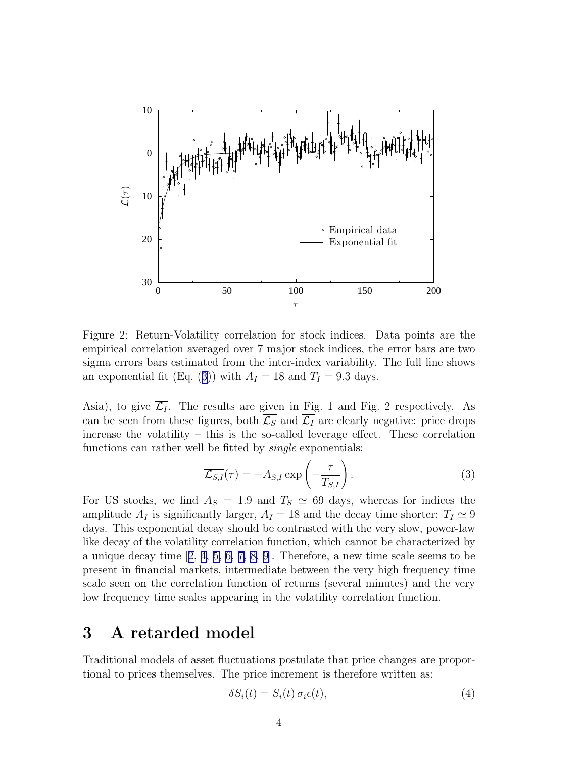Figure 2: Return-Volatility correlation for stock indices. Data points are the empirical correlation averaged over 7 major stock indices, the error bars are two sigma errors bars estimated from the inter-index variability. The full line shows an exponential fit (Eq. (3)) with $A_I = 18$ and $T_I = 9.3$ days.

Asia), to give $\overline{\mathcal{L}_I}$. The results are given in Fig. 1 and Fig. 2 respectively. As can be seen from these figures, both $\overline{\mathcal{L}_S}$ and $\overline{\mathcal{L}_I}$ are clearly negative: price drops increase the volatility – this is the so-called leverage effect. These correlation functions can rather well be fitted by *single* exponentials:

$$\overline{\mathcal{L}_{S,I}}(\tau) = -A_{S,I} \exp\left(-\frac{\tau}{T_{S,I}}\right). \tag{3}$$

For US stocks, we find $A_S = 1.9$ and $T_S \simeq 69$ days, whereas for indices the amplitude $A_I$ is significantly larger, $A_I = 18$ and the decay time shorter: $T_I \simeq 9$ days. This exponential decay should be contrasted with the very slow, power-law like decay of the volatility correlation function, which cannot be characterized by a unique decay time [2, 4, 5, 6, 7, 8, 9]. Therefore, a new time scale seems to be present in financial markets, intermediate between the very high frequency time scale seen on the correlation function of returns (several minutes) and the very low frequency time scales appearing in the volatility correlation function.

## 3 A retarded model

Traditional models of asset fluctuations postulate that price changes are proportional to prices themselves. The price increment is therefore written as:

$$\delta S_i(t) = S_i(t)\, \sigma_i \epsilon(t), \tag{4}$$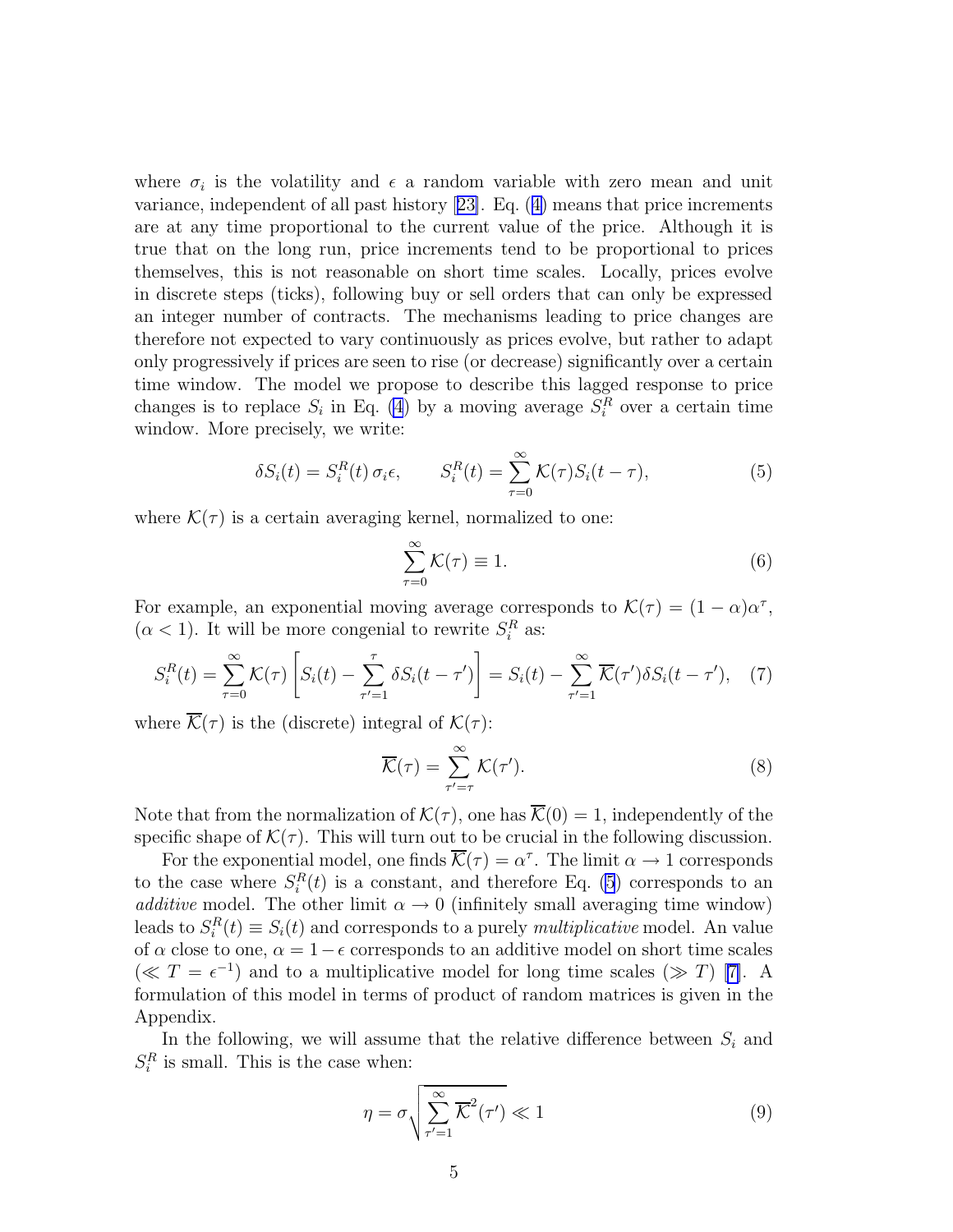where $\sigma_i$ is the volatility and $\epsilon$ a random variable with zero mean and unit variance, independent of all past history [23]. Eq. (4) means that price increments are at any time proportional to the current value of the price. Although it is true that on the long run, price increments tend to be proportional to prices themselves, this is not reasonable on short time scales. Locally, prices evolve in discrete steps (ticks), following buy or sell orders that can only be expressed an integer number of contracts. The mechanisms leading to price changes are therefore not expected to vary continuously as prices evolve, but rather to adapt only progressively if prices are seen to rise (or decrease) significantly over a certain time window. The model we propose to describe this lagged response to price changes is to replace $S_i$ in Eq. (4) by a moving average $S_i^R$ over a certain time window. More precisely, we write:

$$\delta S_i(t) = S_i^R(t)\,\sigma_i\epsilon, \qquad S_i^R(t) = \sum_{\tau=0}^{\infty} \mathcal{K}(\tau) S_i(t-\tau), \tag{5}$$

where $\mathcal{K}(\tau)$ is a certain averaging kernel, normalized to one:

$$\sum_{\tau=0}^{\infty} \mathcal{K}(\tau) \equiv 1. \tag{6}$$

For example, an exponential moving average corresponds to $\mathcal{K}(\tau) = (1-\alpha)\alpha^\tau$, ($\alpha < 1$). It will be more congenial to rewrite $S_i^R$ as:

$$S_i^R(t) = \sum_{\tau=0}^{\infty} \mathcal{K}(\tau)\left[S_i(t) - \sum_{\tau'=1}^{\tau} \delta S_i(t-\tau')\right] = S_i(t) - \sum_{\tau'=1}^{\infty} \overline{\mathcal{K}}(\tau')\delta S_i(t-\tau'), \tag{7}$$

where $\overline{\mathcal{K}}(\tau)$ is the (discrete) integral of $\mathcal{K}(\tau)$:

$$\overline{\mathcal{K}}(\tau) = \sum_{\tau'=\tau}^{\infty} \mathcal{K}(\tau'). \tag{8}$$

Note that from the normalization of $\mathcal{K}(\tau)$, one has $\overline{\mathcal{K}}(0) = 1$, independently of the specific shape of $\mathcal{K}(\tau)$. This will turn out to be crucial in the following discussion.

For the exponential model, one finds $\overline{\mathcal{K}}(\tau) = \alpha^\tau$. The limit $\alpha \to 1$ corresponds to the case where $S_i^R(t)$ is a constant, and therefore Eq. (5) corresponds to an *additive* model. The other limit $\alpha \to 0$ (infinitely small averaging time window) leads to $S_i^R(t) \equiv S_i(t)$ and corresponds to a purely *multiplicative* model. An value of $\alpha$ close to one, $\alpha = 1-\epsilon$ corresponds to an additive model on short time scales ($\ll T = \epsilon^{-1}$) and to a multiplicative model for long time scales ($\gg T$) [7]. A formulation of this model in terms of product of random matrices is given in the Appendix.

In the following, we will assume that the relative difference between $S_i$ and $S_i^R$ is small. This is the case when:

$$\eta = \sigma\sqrt{\sum_{\tau'=1}^{\infty} \overline{\mathcal{K}}^2(\tau')} \ll 1 \tag{9}$$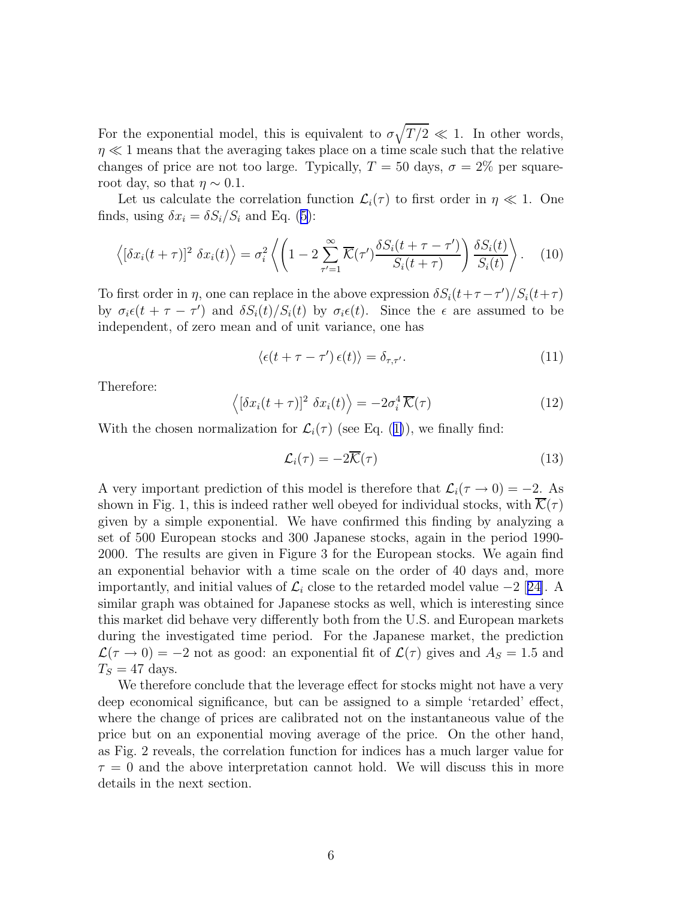For the exponential model, this is equivalent to $\sigma\sqrt{T/2} \ll 1$. In other words, $\eta \ll 1$ means that the averaging takes place on a time scale such that the relative changes of price are not too large. Typically, $T = 50$ days, $\sigma = 2\%$ per square-root day, so that $\eta \sim 0.1$.

Let us calculate the correlation function $\mathcal{L}_i(\tau)$ to first order in $\eta \ll 1$. One finds, using $\delta x_i = \delta S_i / S_i$ and Eq. (5):

$$\left\langle [\delta x_i(t+\tau)]^2 \; \delta x_i(t) \right\rangle = \sigma_i^2 \left\langle \left( 1 - 2 \sum_{\tau'=1}^{\infty} \overline{\mathcal{K}}(\tau') \frac{\delta S_i(t+\tau-\tau')}{S_i(t+\tau)} \right) \frac{\delta S_i(t)}{S_i(t)} \right\rangle. \quad (10)$$

To first order in $\eta$, one can replace in the above expression $\delta S_i(t+\tau-\tau')/S_i(t+\tau)$ by $\sigma_i \epsilon(t+\tau-\tau')$ and $\delta S_i(t)/S_i(t)$ by $\sigma_i \epsilon(t)$. Since the $\epsilon$ are assumed to be independent, of zero mean and of unit variance, one has

$$\langle \epsilon(t+\tau-\tau') \, \epsilon(t) \rangle = \delta_{\tau,\tau'}. \quad (11)$$

Therefore:

$$\left\langle [\delta x_i(t+\tau)]^2 \; \delta x_i(t) \right\rangle = -2\sigma_i^4 \, \overline{\mathcal{K}}(\tau) \quad (12)$$

With the chosen normalization for $\mathcal{L}_i(\tau)$ (see Eq. (1)), we finally find:

$$\mathcal{L}_i(\tau) = -2\overline{\mathcal{K}}(\tau) \quad (13)$$

A very important prediction of this model is therefore that $\mathcal{L}_i(\tau \to 0) = -2$. As shown in Fig. 1, this is indeed rather well obeyed for individual stocks, with $\overline{\mathcal{K}}(\tau)$ given by a simple exponential. We have confirmed this finding by analyzing a set of 500 European stocks and 300 Japanese stocks, again in the period 1990-2000. The results are given in Figure 3 for the European stocks. We again find an exponential behavior with a time scale on the order of 40 days and, more importantly, and initial values of $\mathcal{L}_i$ close to the retarded model value $-2$ [24]. A similar graph was obtained for Japanese stocks as well, which is interesting since this market did behave very differently both from the U.S. and European markets during the investigated time period. For the Japanese market, the prediction $\mathcal{L}(\tau \to 0) = -2$ not as good: an exponential fit of $\mathcal{L}(\tau)$ gives and $A_S = 1.5$ and $T_S = 47$ days.

We therefore conclude that the leverage effect for stocks might not have a very deep economical significance, but can be assigned to a simple 'retarded' effect, where the change of prices are calibrated not on the instantaneous value of the price but on an exponential moving average of the price. On the other hand, as Fig. 2 reveals, the correlation function for indices has a much larger value for $\tau = 0$ and the above interpretation cannot hold. We will discuss this in more details in the next section.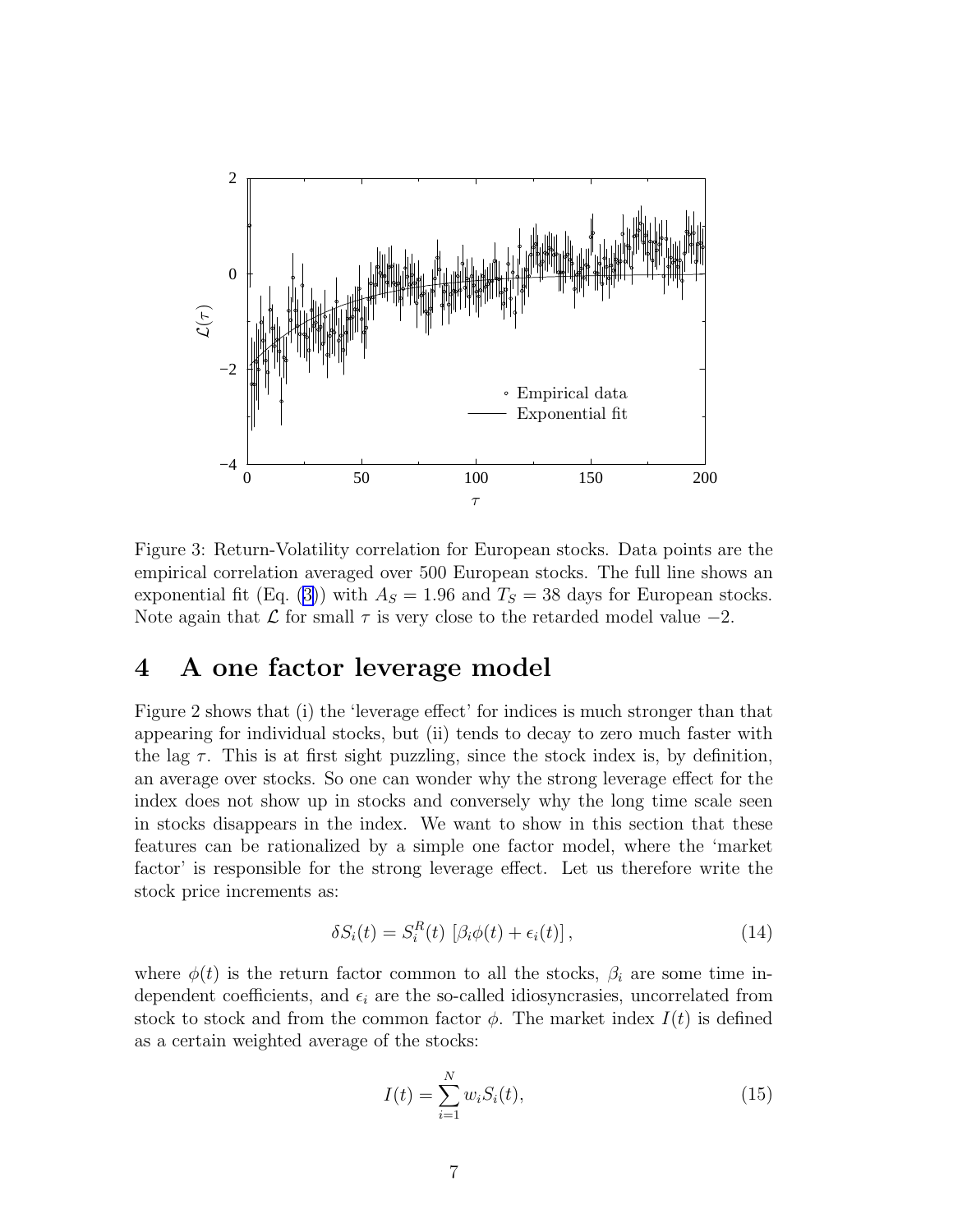Figure 3: Return-Volatility correlation for European stocks. Data points are the empirical correlation averaged over 500 European stocks. The full line shows an exponential fit (Eq. (3)) with $A_S = 1.96$ and $T_S = 38$ days for European stocks. Note again that $\mathcal{L}$ for small $\tau$ is very close to the retarded model value $-2$.

## 4 A one factor leverage model

Figure 2 shows that (i) the 'leverage effect' for indices is much stronger than that appearing for individual stocks, but (ii) tends to decay to zero much faster with the lag $\tau$. This is at first sight puzzling, since the stock index is, by definition, an average over stocks. So one can wonder why the strong leverage effect for the index does not show up in stocks and conversely why the long time scale seen in stocks disappears in the index. We want to show in this section that these features can be rationalized by a simple one factor model, where the 'market factor' is responsible for the strong leverage effect. Let us therefore write the stock price increments as:

$$\delta S_i(t) = S_i^R(t)\ [\beta_i \phi(t) + \epsilon_i(t)]\,, \tag{14}$$

where $\phi(t)$ is the return factor common to all the stocks, $\beta_i$ are some time independent coefficients, and $\epsilon_i$ are the so-called idiosyncrasies, uncorrelated from stock to stock and from the common factor $\phi$. The market index $I(t)$ is defined as a certain weighted average of the stocks:

$$I(t) = \sum_{i=1}^{N} w_i S_i(t), \tag{15}$$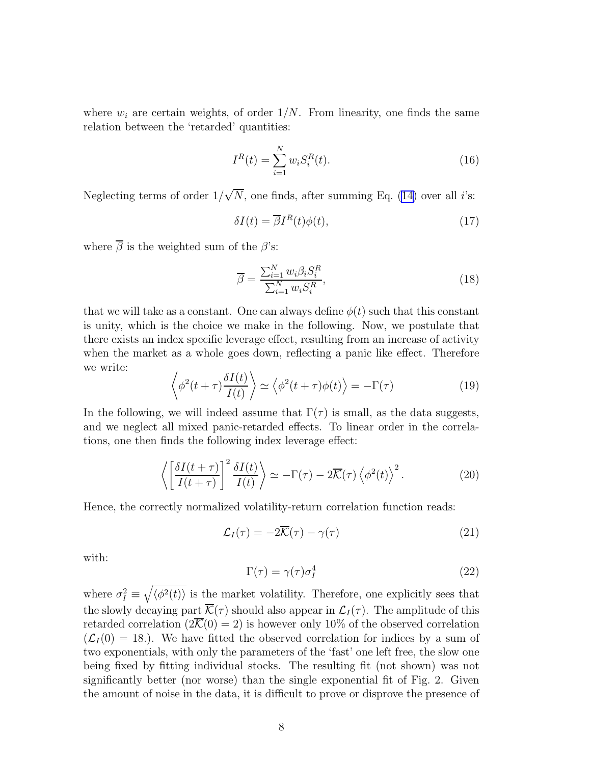where $w_i$ are certain weights, of order $1/N$. From linearity, one finds the same relation between the 'retarded' quantities:

$$I^R(t) = \sum_{i=1}^{N} w_i S_i^R(t). \tag{16}$$

Neglecting terms of order $1/\sqrt{N}$, one finds, after summing Eq. (14) over all $i$'s:

$$\delta I(t) = \overline{\beta} I^R(t) \phi(t), \tag{17}$$

where $\overline{\beta}$ is the weighted sum of the $\beta$'s:

$$\overline{\beta} = \frac{\sum_{i=1}^{N} w_i \beta_i S_i^R}{\sum_{i=1}^{N} w_i S_i^R}, \tag{18}$$

that we will take as a constant. One can always define $\phi(t)$ such that this constant is unity, which is the choice we make in the following. Now, we postulate that there exists an index specific leverage effect, resulting from an increase of activity when the market as a whole goes down, reflecting a panic like effect. Therefore we write:

$$\left\langle \phi^2(t+\tau) \frac{\delta I(t)}{I(t)} \right\rangle \simeq \left\langle \phi^2(t+\tau)\phi(t) \right\rangle = -\Gamma(\tau) \tag{19}$$

In the following, we will indeed assume that $\Gamma(\tau)$ is small, as the data suggests, and we neglect all mixed panic-retarded effects. To linear order in the correlations, one then finds the following index leverage effect:

$$\left\langle \left[ \frac{\delta I(t+\tau)}{I(t+\tau)} \right]^2 \frac{\delta I(t)}{I(t)} \right\rangle \simeq -\Gamma(\tau) - 2\overline{\mathcal{K}}(\tau) \left\langle \phi^2(t) \right\rangle^2. \tag{20}$$

Hence, the correctly normalized volatility-return correlation function reads:

$$\mathcal{L}_I(\tau) = -2\overline{\mathcal{K}}(\tau) - \gamma(\tau) \tag{21}$$

with:

$$\Gamma(\tau) = \gamma(\tau)\sigma_I^4 \tag{22}$$

where $\sigma_I^2 \equiv \sqrt{\langle \phi^2(t) \rangle}$ is the market volatility. Therefore, one explicitly sees that the slowly decaying part $\overline{\mathcal{K}}(\tau)$ should also appear in $\mathcal{L}_I(\tau)$. The amplitude of this retarded correlation ($2\overline{\mathcal{K}}(0) = 2$) is however only 10% of the observed correlation ($\mathcal{L}_I(0) = 18.$). We have fitted the observed correlation for indices by a sum of two exponentials, with only the parameters of the 'fast' one left free, the slow one being fixed by fitting individual stocks. The resulting fit (not shown) was not significantly better (nor worse) than the single exponential fit of Fig. 2. Given the amount of noise in the data, it is difficult to prove or disprove the presence of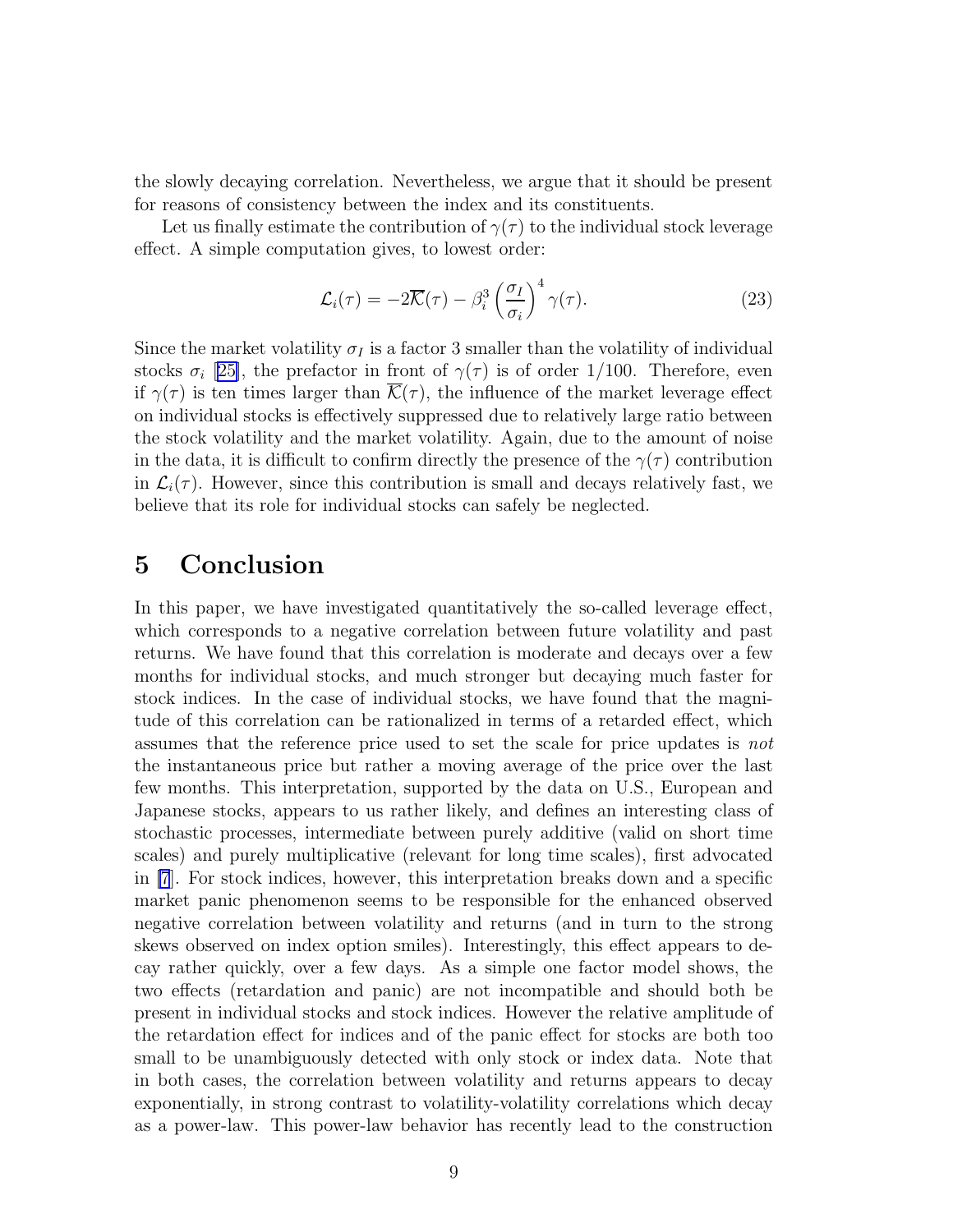the slowly decaying correlation. Nevertheless, we argue that it should be present for reasons of consistency between the index and its constituents.

Let us finally estimate the contribution of $\gamma(\tau)$ to the individual stock leverage effect. A simple computation gives, to lowest order:

$$\mathcal{L}_i(\tau) = -2\overline{\mathcal{K}}(\tau) - \beta_i^3 \left(\frac{\sigma_I}{\sigma_i}\right)^4 \gamma(\tau). \tag{23}$$

Since the market volatility $\sigma_I$ is a factor 3 smaller than the volatility of individual stocks $\sigma_i$ [25], the prefactor in front of $\gamma(\tau)$ is of order 1/100. Therefore, even if $\gamma(\tau)$ is ten times larger than $\overline{\mathcal{K}}(\tau)$, the influence of the market leverage effect on individual stocks is effectively suppressed due to relatively large ratio between the stock volatility and the market volatility. Again, due to the amount of noise in the data, it is difficult to confirm directly the presence of the $\gamma(\tau)$ contribution in $\mathcal{L}_i(\tau)$. However, since this contribution is small and decays relatively fast, we believe that its role for individual stocks can safely be neglected.

# 5 Conclusion

In this paper, we have investigated quantitatively the so-called leverage effect, which corresponds to a negative correlation between future volatility and past returns. We have found that this correlation is moderate and decays over a few months for individual stocks, and much stronger but decaying much faster for stock indices. In the case of individual stocks, we have found that the magnitude of this correlation can be rationalized in terms of a retarded effect, which assumes that the reference price used to set the scale for price updates is *not* the instantaneous price but rather a moving average of the price over the last few months. This interpretation, supported by the data on U.S., European and Japanese stocks, appears to us rather likely, and defines an interesting class of stochastic processes, intermediate between purely additive (valid on short time scales) and purely multiplicative (relevant for long time scales), first advocated in [7]. For stock indices, however, this interpretation breaks down and a specific market panic phenomenon seems to be responsible for the enhanced observed negative correlation between volatility and returns (and in turn to the strong skews observed on index option smiles). Interestingly, this effect appears to decay rather quickly, over a few days. As a simple one factor model shows, the two effects (retardation and panic) are not incompatible and should both be present in individual stocks and stock indices. However the relative amplitude of the retardation effect for indices and of the panic effect for stocks are both too small to be unambiguously detected with only stock or index data. Note that in both cases, the correlation between volatility and returns appears to decay exponentially, in strong contrast to volatility-volatility correlations which decay as a power-law. This power-law behavior has recently lead to the construction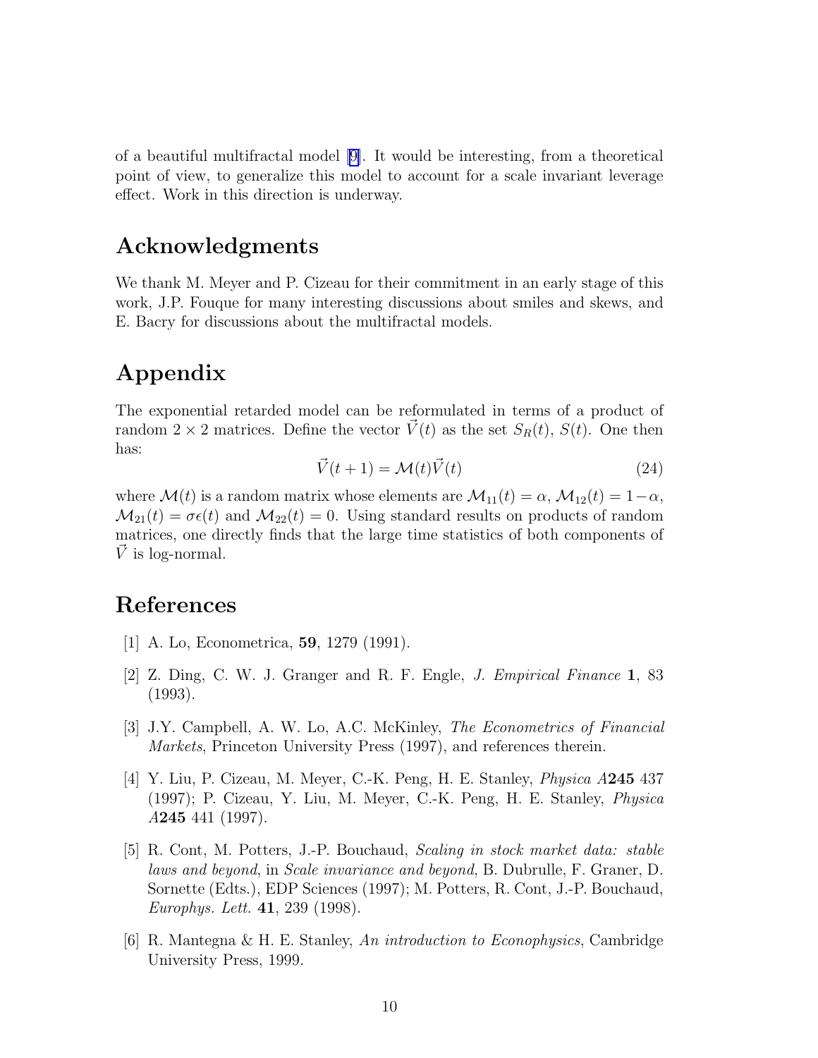of a beautiful multifractal model [9]. It would be interesting, from a theoretical point of view, to generalize this model to account for a scale invariant leverage effect. Work in this direction is underway.

## Acknowledgments

We thank M. Meyer and P. Cizeau for their commitment in an early stage of this work, J.P. Fouque for many interesting discussions about smiles and skews, and E. Bacry for discussions about the multifractal models.

## Appendix

The exponential retarded model can be reformulated in terms of a product of random $2 \times 2$ matrices. Define the vector $\vec{V}(t)$ as the set $S_R(t)$, $S(t)$. One then has:

$$\vec{V}(t+1) = \mathcal{M}(t)\vec{V}(t) \tag{24}$$

where $\mathcal{M}(t)$ is a random matrix whose elements are $\mathcal{M}_{11}(t) = \alpha$, $\mathcal{M}_{12}(t) = 1-\alpha$, $\mathcal{M}_{21}(t) = \sigma\epsilon(t)$ and $\mathcal{M}_{22}(t) = 0$. Using standard results on products of random matrices, one directly finds that the large time statistics of both components of $\vec{V}$ is log-normal.

## References

[1] A. Lo, Econometrica, **59**, 1279 (1991).

[2] Z. Ding, C. W. J. Granger and R. F. Engle, *J. Empirical Finance* **1**, 83 (1993).

[3] J.Y. Campbell, A. W. Lo, A.C. McKinley, *The Econometrics of Financial Markets*, Princeton University Press (1997), and references therein.

[4] Y. Liu, P. Cizeau, M. Meyer, C.-K. Peng, H. E. Stanley, *Physica A***245** 437 (1997); P. Cizeau, Y. Liu, M. Meyer, C.-K. Peng, H. E. Stanley, *Physica A***245** 441 (1997).

[5] R. Cont, M. Potters, J.-P. Bouchaud, *Scaling in stock market data: stable laws and beyond*, in *Scale invariance and beyond*, B. Dubrulle, F. Graner, D. Sornette (Edts.), EDP Sciences (1997); M. Potters, R. Cont, J.-P. Bouchaud, *Europhys. Lett.* **41**, 239 (1998).

[6] R. Mantegna & H. E. Stanley, *An introduction to Econophysics*, Cambridge University Press, 1999.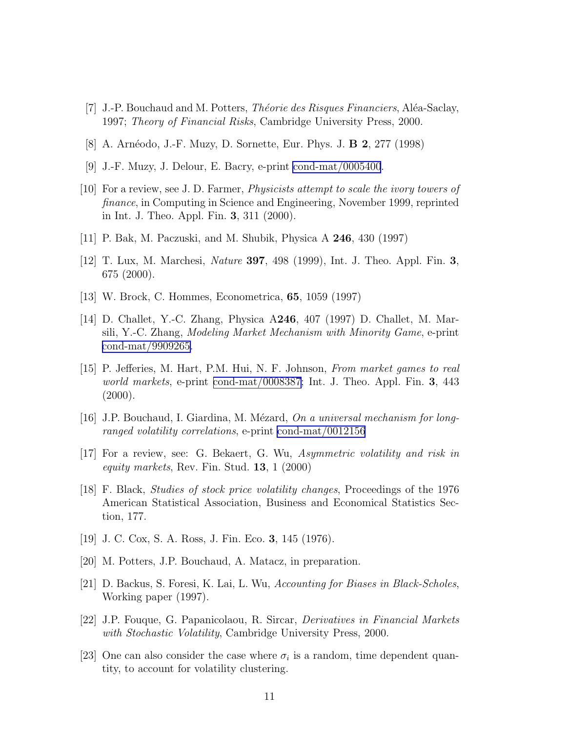[7] J.-P. Bouchaud and M. Potters, *Théorie des Risques Financiers*, Aléa-Saclay, 1997; *Theory of Financial Risks*, Cambridge University Press, 2000.

[8] A. Arnéodo, J.-F. Muzy, D. Sornette, Eur. Phys. J. **B 2**, 277 (1998)

[9] J.-F. Muzy, J. Delour, E. Bacry, e-print cond-mat/0005400.

[10] For a review, see J. D. Farmer, *Physicists attempt to scale the ivory towers of finance*, in Computing in Science and Engineering, November 1999, reprinted in Int. J. Theo. Appl. Fin. **3**, 311 (2000).

[11] P. Bak, M. Paczuski, and M. Shubik, Physica A **246**, 430 (1997)

[12] T. Lux, M. Marchesi, *Nature* **397**, 498 (1999), Int. J. Theo. Appl. Fin. **3**, 675 (2000).

[13] W. Brock, C. Hommes, Econometrica, **65**, 1059 (1997)

[14] D. Challet, Y.-C. Zhang, Physica A**246**, 407 (1997) D. Challet, M. Marsili, Y.-C. Zhang, *Modeling Market Mechanism with Minority Game*, e-print cond-mat/9909265.

[15] P. Jefferies, M. Hart, P.M. Hui, N. F. Johnson, *From market games to real world markets*, e-print cond-mat/0008387; Int. J. Theo. Appl. Fin. **3**, 443 (2000).

[16] J.P. Bouchaud, I. Giardina, M. Mézard, *On a universal mechanism for long-ranged volatility correlations*, e-print cond-mat/0012156

[17] For a review, see: G. Bekaert, G. Wu, *Asymmetric volatility and risk in equity markets*, Rev. Fin. Stud. **13**, 1 (2000)

[18] F. Black, *Studies of stock price volatility changes*, Proceedings of the 1976 American Statistical Association, Business and Economical Statistics Section, 177.

[19] J. C. Cox, S. A. Ross, J. Fin. Eco. **3**, 145 (1976).

[20] M. Potters, J.P. Bouchaud, A. Matacz, in preparation.

[21] D. Backus, S. Foresi, K. Lai, L. Wu, *Accounting for Biases in Black-Scholes*, Working paper (1997).

[22] J.P. Fouque, G. Papanicolaou, R. Sircar, *Derivatives in Financial Markets with Stochastic Volatility*, Cambridge University Press, 2000.

[23] One can also consider the case where $\sigma_i$ is a random, time dependent quantity, to account for volatility clustering.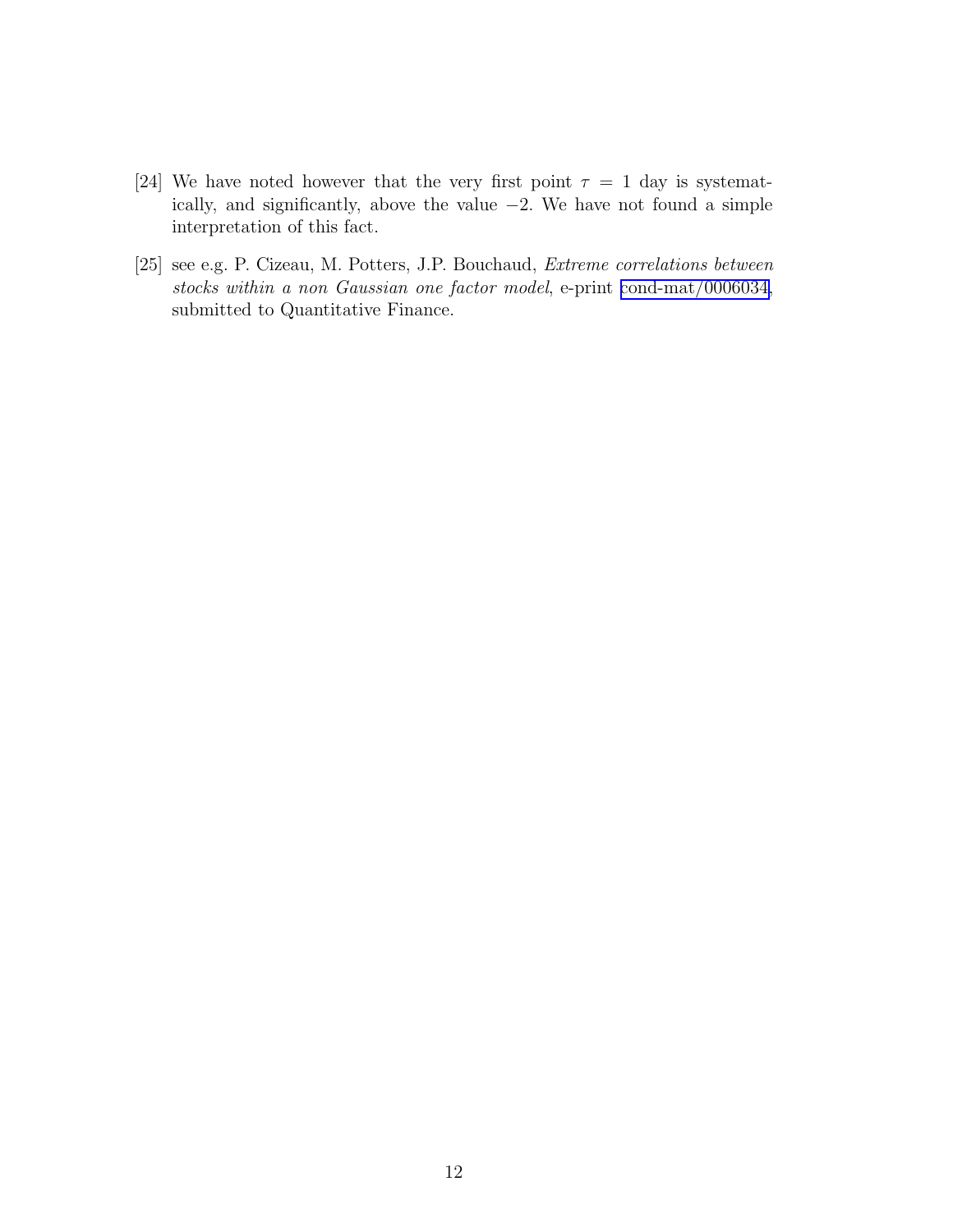[24] We have noted however that the very first point $\tau = 1$ day is systematically, and significantly, above the value $-2$. We have not found a simple interpretation of this fact.

[25] see e.g. P. Cizeau, M. Potters, J.P. Bouchaud, *Extreme correlations between stocks within a non Gaussian one factor model*, e-print cond-mat/0006034, submitted to Quantitative Finance.